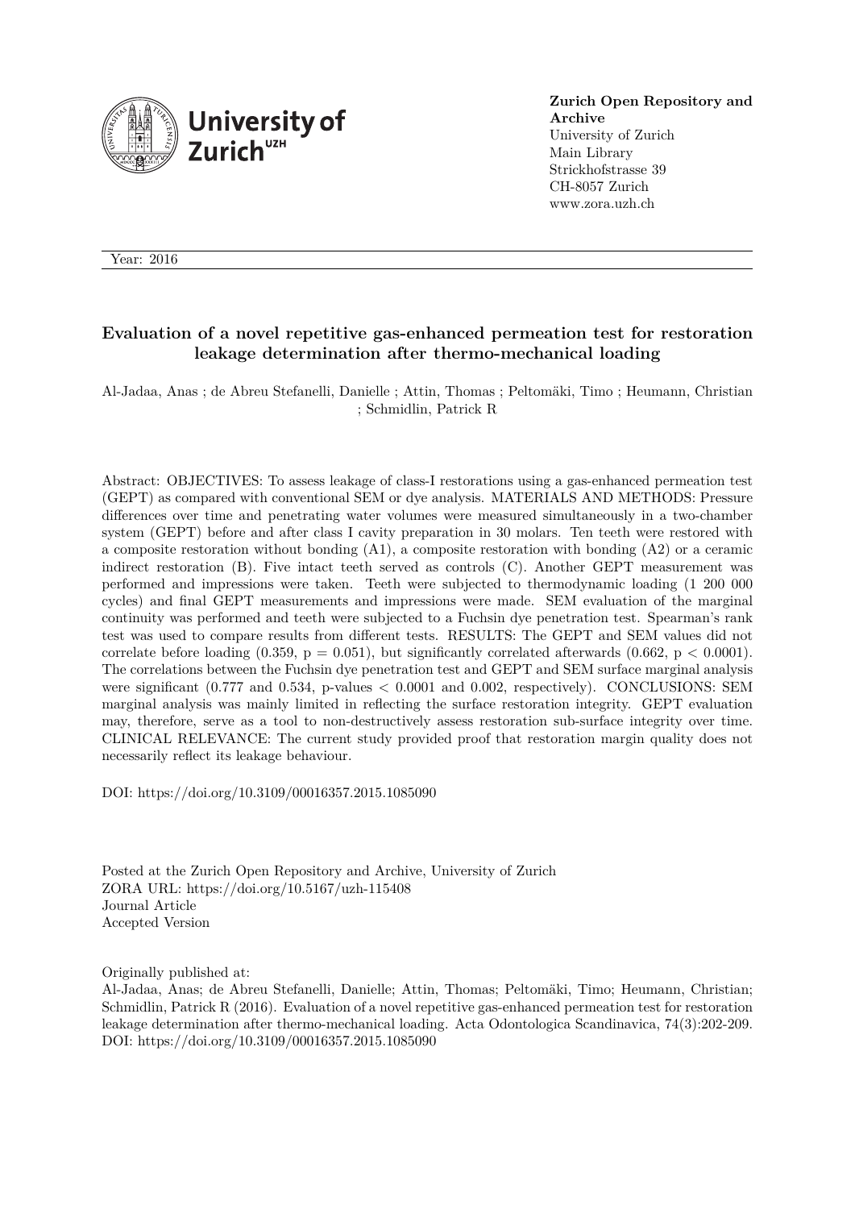**Zurich Open Repository and Archive**
University of Zurich
Main Library
Strickhofstrasse 39
CH-8057 Zurich
www.zora.uzh.ch

Year: 2016

# Evaluation of a novel repetitive gas-enhanced permeation test for restoration leakage determination after thermo-mechanical loading

Al-Jadaa, Anas ; de Abreu Stefanelli, Danielle ; Attin, Thomas ; Peltomäki, Timo ; Heumann, Christian ; Schmidlin, Patrick R

Abstract: OBJECTIVES: To assess leakage of class-I restorations using a gas-enhanced permeation test (GEPT) as compared with conventional SEM or dye analysis. MATERIALS AND METHODS: Pressure differences over time and penetrating water volumes were measured simultaneously in a two-chamber system (GEPT) before and after class I cavity preparation in 30 molars. Ten teeth were restored with a composite restoration without bonding (A1), a composite restoration with bonding (A2) or a ceramic indirect restoration (B). Five intact teeth served as controls (C). Another GEPT measurement was performed and impressions were taken. Teeth were subjected to thermodynamic loading (1 200 000 cycles) and final GEPT measurements and impressions were made. SEM evaluation of the marginal continuity was performed and teeth were subjected to a Fuchsin dye penetration test. Spearman's rank test was used to compare results from different tests. RESULTS: The GEPT and SEM values did not correlate before loading (0.359, $p = 0.051$), but significantly correlated afterwards (0.662, $p < 0.0001$). The correlations between the Fuchsin dye penetration test and GEPT and SEM surface marginal analysis were significant (0.777 and 0.534, p-values $< 0.0001$ and 0.002, respectively). CONCLUSIONS: SEM marginal analysis was mainly limited in reflecting the surface restoration integrity. GEPT evaluation may, therefore, serve as a tool to non-destructively assess restoration sub-surface integrity over time. CLINICAL RELEVANCE: The current study provided proof that restoration margin quality does not necessarily reflect its leakage behaviour.

DOI: https://doi.org/10.3109/00016357.2015.1085090

Posted at the Zurich Open Repository and Archive, University of Zurich
ZORA URL: https://doi.org/10.5167/uzh-115408
Journal Article
Accepted Version

Originally published at:
Al-Jadaa, Anas; de Abreu Stefanelli, Danielle; Attin, Thomas; Peltomäki, Timo; Heumann, Christian; Schmidlin, Patrick R (2016). Evaluation of a novel repetitive gas-enhanced permeation test for restoration leakage determination after thermo-mechanical loading. Acta Odontologica Scandinavica, 74(3):202-209.
DOI: https://doi.org/10.3109/00016357.2015.1085090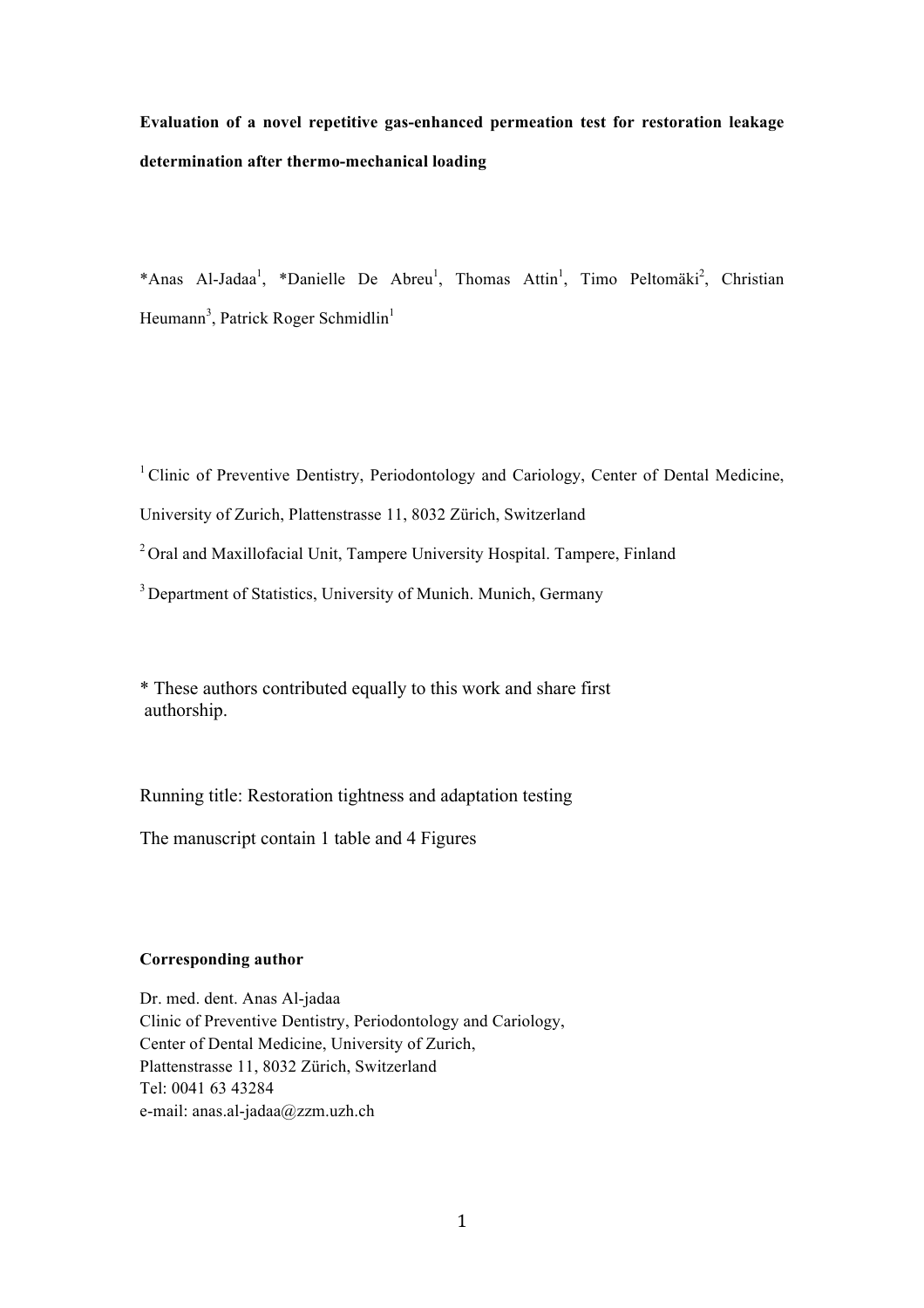**Evaluation of a novel repetitive gas-enhanced permeation test for restoration leakage determination after thermo-mechanical loading**

*Anas Al-Jadaa[1], *Danielle De Abreu[1], Thomas Attin[1], Timo Peltomäki[2], Christian Heumann[3], Patrick Roger Schmidlin[1]

[1] Clinic of Preventive Dentistry, Periodontology and Cariology, Center of Dental Medicine, University of Zurich, Plattenstrasse 11, 8032 Zürich, Switzerland

[2] Oral and Maxillofacial Unit, Tampere University Hospital. Tampere, Finland

[3] Department of Statistics, University of Munich. Munich, Germany

\* These authors contributed equally to this work and share first authorship.

Running title: Restoration tightness and adaptation testing

The manuscript contain 1 table and 4 Figures

**Corresponding author**

Dr. med. dent. Anas Al-jadaa
Clinic of Preventive Dentistry, Periodontology and Cariology,
Center of Dental Medicine, University of Zurich,
Plattenstrasse 11, 8032 Zürich, Switzerland
Tel: 0041 63 43284
e-mail: anas.al-jadaa@zzm.uzh.ch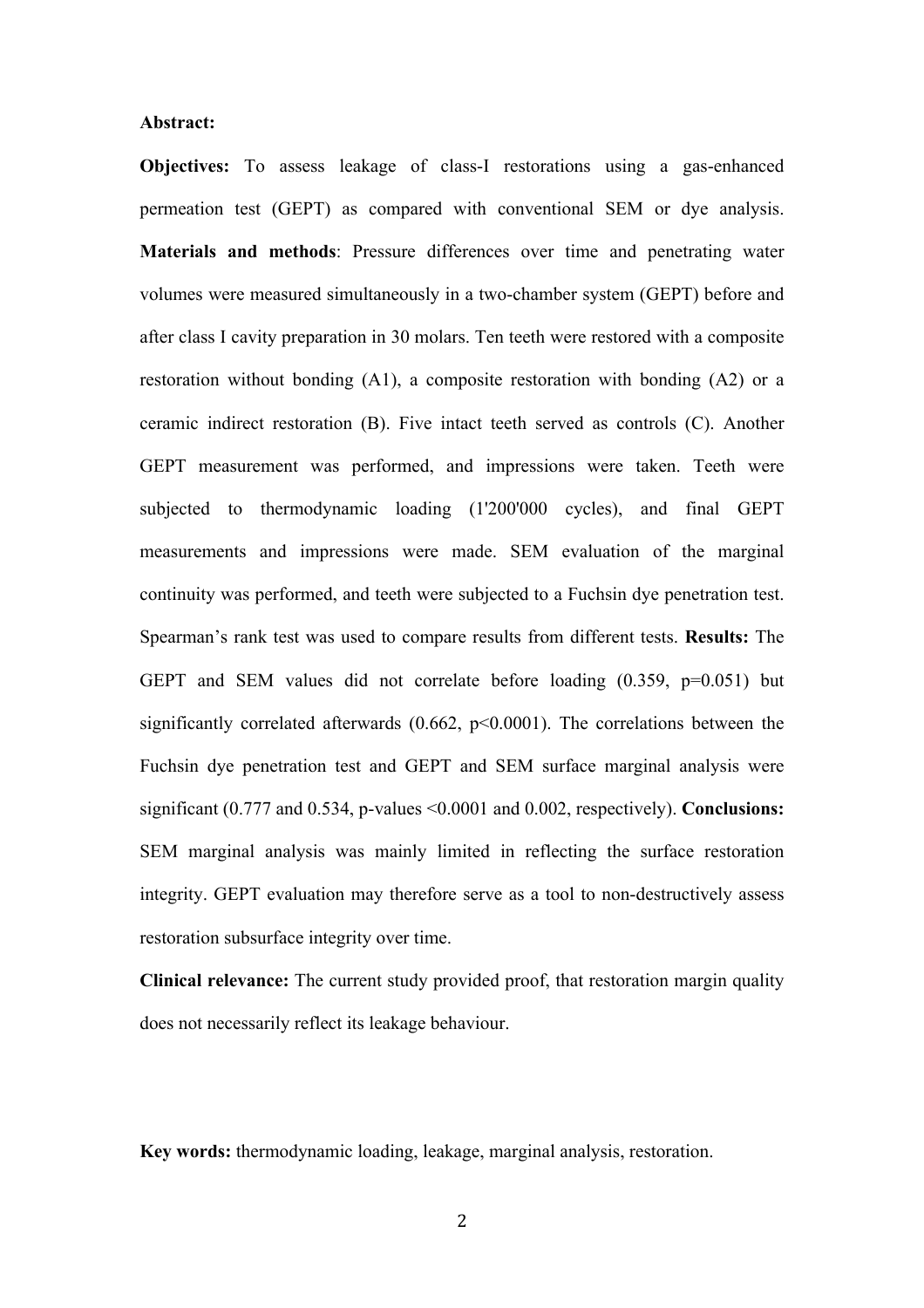**Abstract:**

**Objectives:** To assess leakage of class-I restorations using a gas-enhanced permeation test (GEPT) as compared with conventional SEM or dye analysis. **Materials and methods**: Pressure differences over time and penetrating water volumes were measured simultaneously in a two-chamber system (GEPT) before and after class I cavity preparation in 30 molars. Ten teeth were restored with a composite restoration without bonding (A1), a composite restoration with bonding (A2) or a ceramic indirect restoration (B). Five intact teeth served as controls (C). Another GEPT measurement was performed, and impressions were taken. Teeth were subjected to thermodynamic loading (1'200'000 cycles), and final GEPT measurements and impressions were made. SEM evaluation of the marginal continuity was performed, and teeth were subjected to a Fuchsin dye penetration test. Spearman's rank test was used to compare results from different tests. **Results:** The GEPT and SEM values did not correlate before loading (0.359, p=0.051) but significantly correlated afterwards (0.662, p<0.0001). The correlations between the Fuchsin dye penetration test and GEPT and SEM surface marginal analysis were significant (0.777 and 0.534, p-values <0.0001 and 0.002, respectively). **Conclusions:** SEM marginal analysis was mainly limited in reflecting the surface restoration integrity. GEPT evaluation may therefore serve as a tool to non-destructively assess restoration subsurface integrity over time.

**Clinical relevance:** The current study provided proof, that restoration margin quality does not necessarily reflect its leakage behaviour.

**Key words:** thermodynamic loading, leakage, marginal analysis, restoration.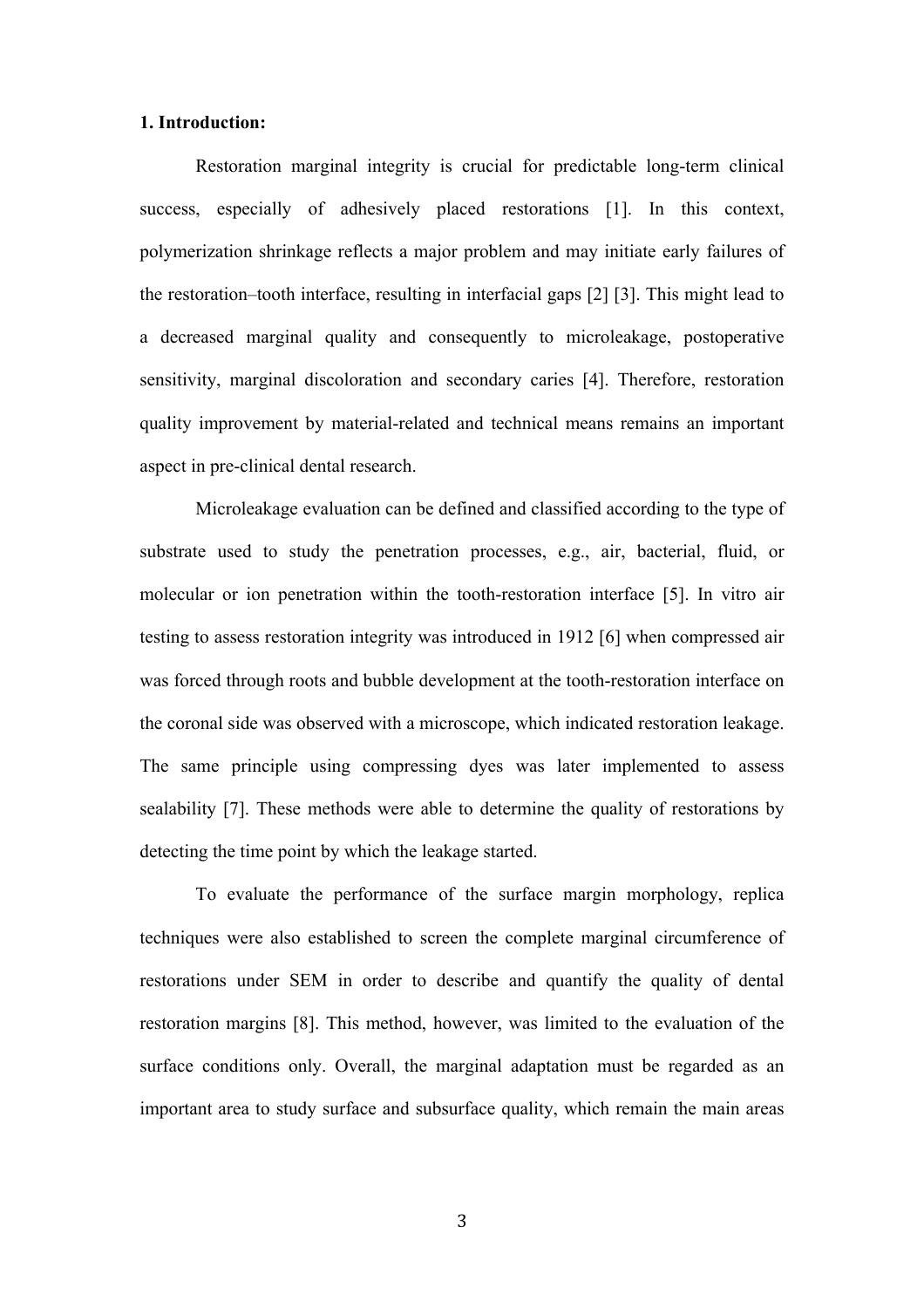**1. Introduction:**

Restoration marginal integrity is crucial for predictable long-term clinical success, especially of adhesively placed restorations [1]. In this context, polymerization shrinkage reflects a major problem and may initiate early failures of the restoration–tooth interface, resulting in interfacial gaps [2] [3]. This might lead to a decreased marginal quality and consequently to microleakage, postoperative sensitivity, marginal discoloration and secondary caries [4]. Therefore, restoration quality improvement by material-related and technical means remains an important aspect in pre-clinical dental research.

Microleakage evaluation can be defined and classified according to the type of substrate used to study the penetration processes, e.g., air, bacterial, fluid, or molecular or ion penetration within the tooth-restoration interface [5]. In vitro air testing to assess restoration integrity was introduced in 1912 [6] when compressed air was forced through roots and bubble development at the tooth-restoration interface on the coronal side was observed with a microscope, which indicated restoration leakage. The same principle using compressing dyes was later implemented to assess sealability [7]. These methods were able to determine the quality of restorations by detecting the time point by which the leakage started.

To evaluate the performance of the surface margin morphology, replica techniques were also established to screen the complete marginal circumference of restorations under SEM in order to describe and quantify the quality of dental restoration margins [8]. This method, however, was limited to the evaluation of the surface conditions only. Overall, the marginal adaptation must be regarded as an important area to study surface and subsurface quality, which remain the main areas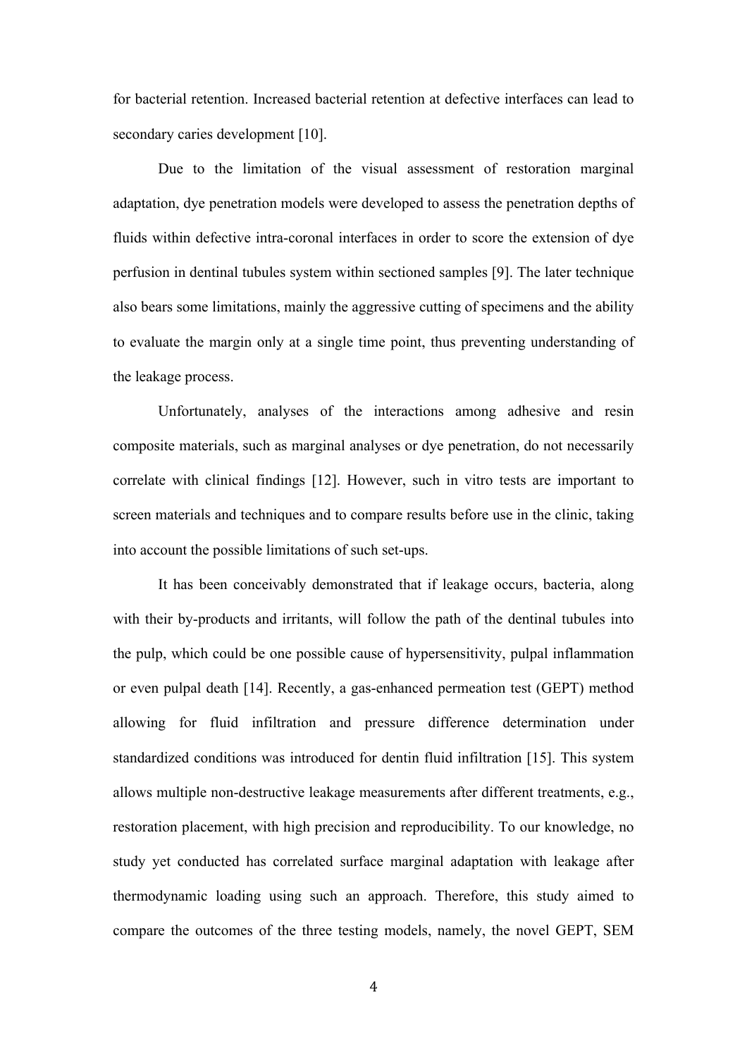for bacterial retention. Increased bacterial retention at defective interfaces can lead to secondary caries development [10].

Due to the limitation of the visual assessment of restoration marginal adaptation, dye penetration models were developed to assess the penetration depths of fluids within defective intra-coronal interfaces in order to score the extension of dye perfusion in dentinal tubules system within sectioned samples [9]. The later technique also bears some limitations, mainly the aggressive cutting of specimens and the ability to evaluate the margin only at a single time point, thus preventing understanding of the leakage process.

Unfortunately, analyses of the interactions among adhesive and resin composite materials, such as marginal analyses or dye penetration, do not necessarily correlate with clinical findings [12]. However, such in vitro tests are important to screen materials and techniques and to compare results before use in the clinic, taking into account the possible limitations of such set-ups.

It has been conceivably demonstrated that if leakage occurs, bacteria, along with their by-products and irritants, will follow the path of the dentinal tubules into the pulp, which could be one possible cause of hypersensitivity, pulpal inflammation or even pulpal death [14]. Recently, a gas-enhanced permeation test (GEPT) method allowing for fluid infiltration and pressure difference determination under standardized conditions was introduced for dentin fluid infiltration [15]. This system allows multiple non-destructive leakage measurements after different treatments, e.g., restoration placement, with high precision and reproducibility. To our knowledge, no study yet conducted has correlated surface marginal adaptation with leakage after thermodynamic loading using such an approach. Therefore, this study aimed to compare the outcomes of the three testing models, namely, the novel GEPT, SEM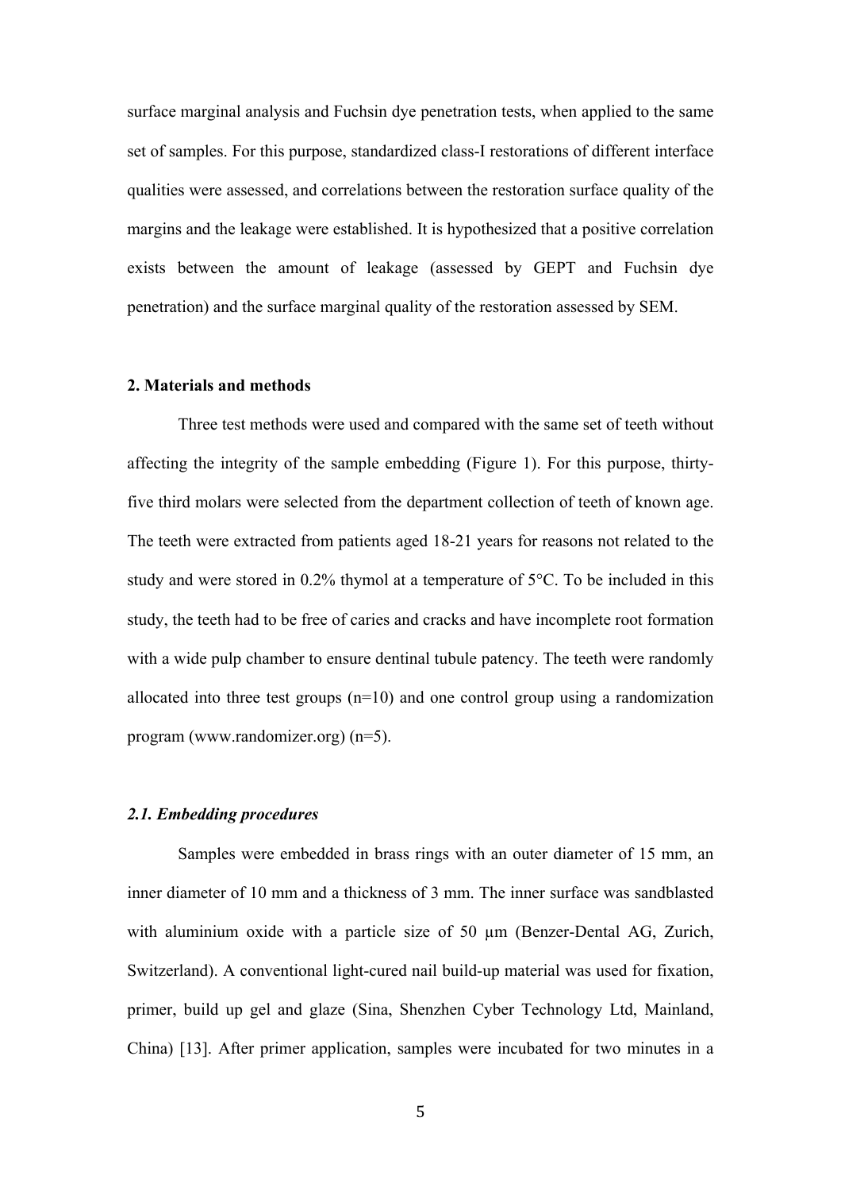surface marginal analysis and Fuchsin dye penetration tests, when applied to the same set of samples. For this purpose, standardized class-I restorations of different interface qualities were assessed, and correlations between the restoration surface quality of the margins and the leakage were established. It is hypothesized that a positive correlation exists between the amount of leakage (assessed by GEPT and Fuchsin dye penetration) and the surface marginal quality of the restoration assessed by SEM.

## 2. Materials and methods

Three test methods were used and compared with the same set of teeth without affecting the integrity of the sample embedding (Figure 1). For this purpose, thirty-five third molars were selected from the department collection of teeth of known age. The teeth were extracted from patients aged 18-21 years for reasons not related to the study and were stored in 0.2% thymol at a temperature of 5°C. To be included in this study, the teeth had to be free of caries and cracks and have incomplete root formation with a wide pulp chamber to ensure dentinal tubule patency. The teeth were randomly allocated into three test groups (n=10) and one control group using a randomization program (www.randomizer.org) (n=5).

### *2.1. Embedding procedures*

Samples were embedded in brass rings with an outer diameter of 15 mm, an inner diameter of 10 mm and a thickness of 3 mm. The inner surface was sandblasted with aluminium oxide with a particle size of 50 µm (Benzer-Dental AG, Zurich, Switzerland). A conventional light-cured nail build-up material was used for fixation, primer, build up gel and glaze (Sina, Shenzhen Cyber Technology Ltd, Mainland, China) [13]. After primer application, samples were incubated for two minutes in a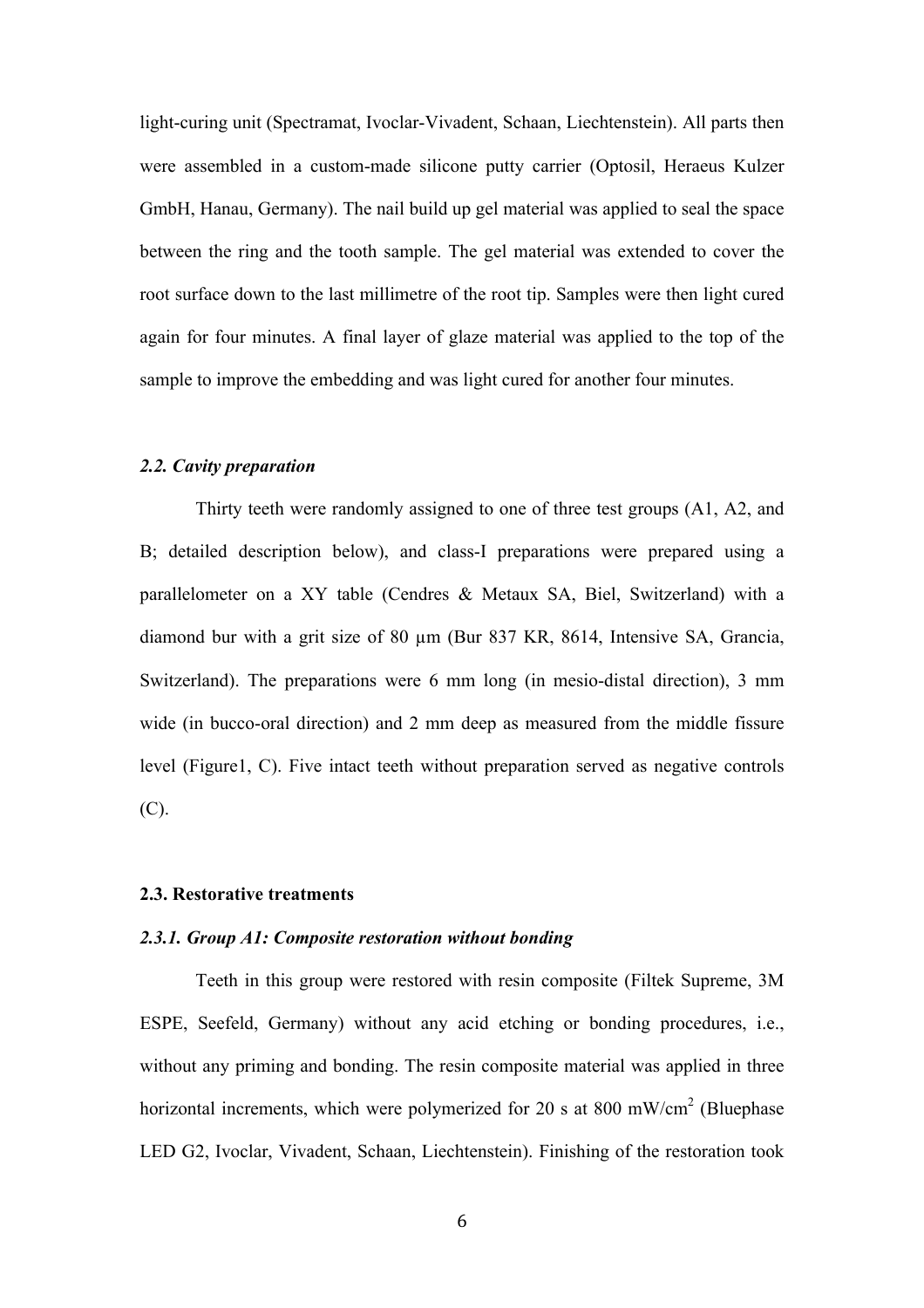light-curing unit (Spectramat, Ivoclar-Vivadent, Schaan, Liechtenstein). All parts then were assembled in a custom-made silicone putty carrier (Optosil, Heraeus Kulzer GmbH, Hanau, Germany). The nail build up gel material was applied to seal the space between the ring and the tooth sample. The gel material was extended to cover the root surface down to the last millimetre of the root tip. Samples were then light cured again for four minutes. A final layer of glaze material was applied to the top of the sample to improve the embedding and was light cured for another four minutes.

### *2.2. Cavity preparation*

Thirty teeth were randomly assigned to one of three test groups (A1, A2, and B; detailed description below), and class-I preparations were prepared using a parallelometer on a XY table (Cendres & Metaux SA, Biel, Switzerland) with a diamond bur with a grit size of 80 µm (Bur 837 KR, 8614, Intensive SA, Grancia, Switzerland). The preparations were 6 mm long (in mesio-distal direction), 3 mm wide (in bucco-oral direction) and 2 mm deep as measured from the middle fissure level (Figure1, C). Five intact teeth without preparation served as negative controls (C).

## 2.3. Restorative treatments

### *2.3.1. Group A1: Composite restoration without bonding*

Teeth in this group were restored with resin composite (Filtek Supreme, 3M ESPE, Seefeld, Germany) without any acid etching or bonding procedures, i.e., without any priming and bonding. The resin composite material was applied in three horizontal increments, which were polymerized for 20 s at 800 mW/cm$^2$ (Bluephase LED G2, Ivoclar, Vivadent, Schaan, Liechtenstein). Finishing of the restoration took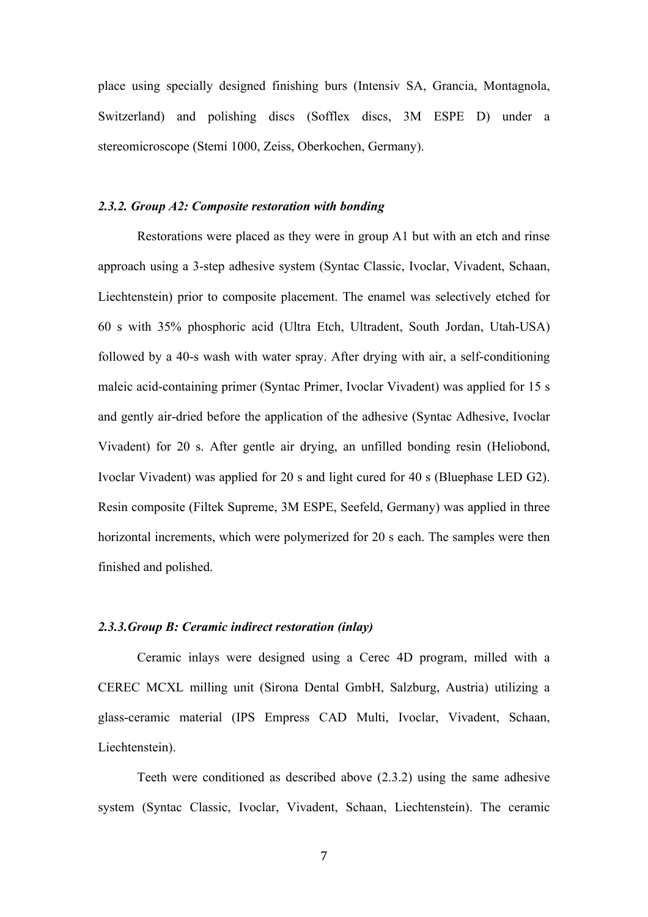place using specially designed finishing burs (Intensiv SA, Grancia, Montagnola, Switzerland) and polishing discs (Sofflex discs, 3M ESPE D) under a stereomicroscope (Stemi 1000, Zeiss, Oberkochen, Germany).

### *2.3.2. Group A2: Composite restoration with bonding*

Restorations were placed as they were in group A1 but with an etch and rinse approach using a 3-step adhesive system (Syntac Classic, Ivoclar, Vivadent, Schaan, Liechtenstein) prior to composite placement. The enamel was selectively etched for 60 s with 35% phosphoric acid (Ultra Etch, Ultradent, South Jordan, Utah-USA) followed by a 40-s wash with water spray. After drying with air, a self-conditioning maleic acid-containing primer (Syntac Primer, Ivoclar Vivadent) was applied for 15 s and gently air-dried before the application of the adhesive (Syntac Adhesive, Ivoclar Vivadent) for 20 s. After gentle air drying, an unfilled bonding resin (Heliobond, Ivoclar Vivadent) was applied for 20 s and light cured for 40 s (Bluephase LED G2). Resin composite (Filtek Supreme, 3M ESPE, Seefeld, Germany) was applied in three horizontal increments, which were polymerized for 20 s each. The samples were then finished and polished.

### *2.3.3.Group B: Ceramic indirect restoration (inlay)*

Ceramic inlays were designed using a Cerec 4D program, milled with a CEREC MCXL milling unit (Sirona Dental GmbH, Salzburg, Austria) utilizing a glass-ceramic material (IPS Empress CAD Multi, Ivoclar, Vivadent, Schaan, Liechtenstein).

Teeth were conditioned as described above (2.3.2) using the same adhesive system (Syntac Classic, Ivoclar, Vivadent, Schaan, Liechtenstein). The ceramic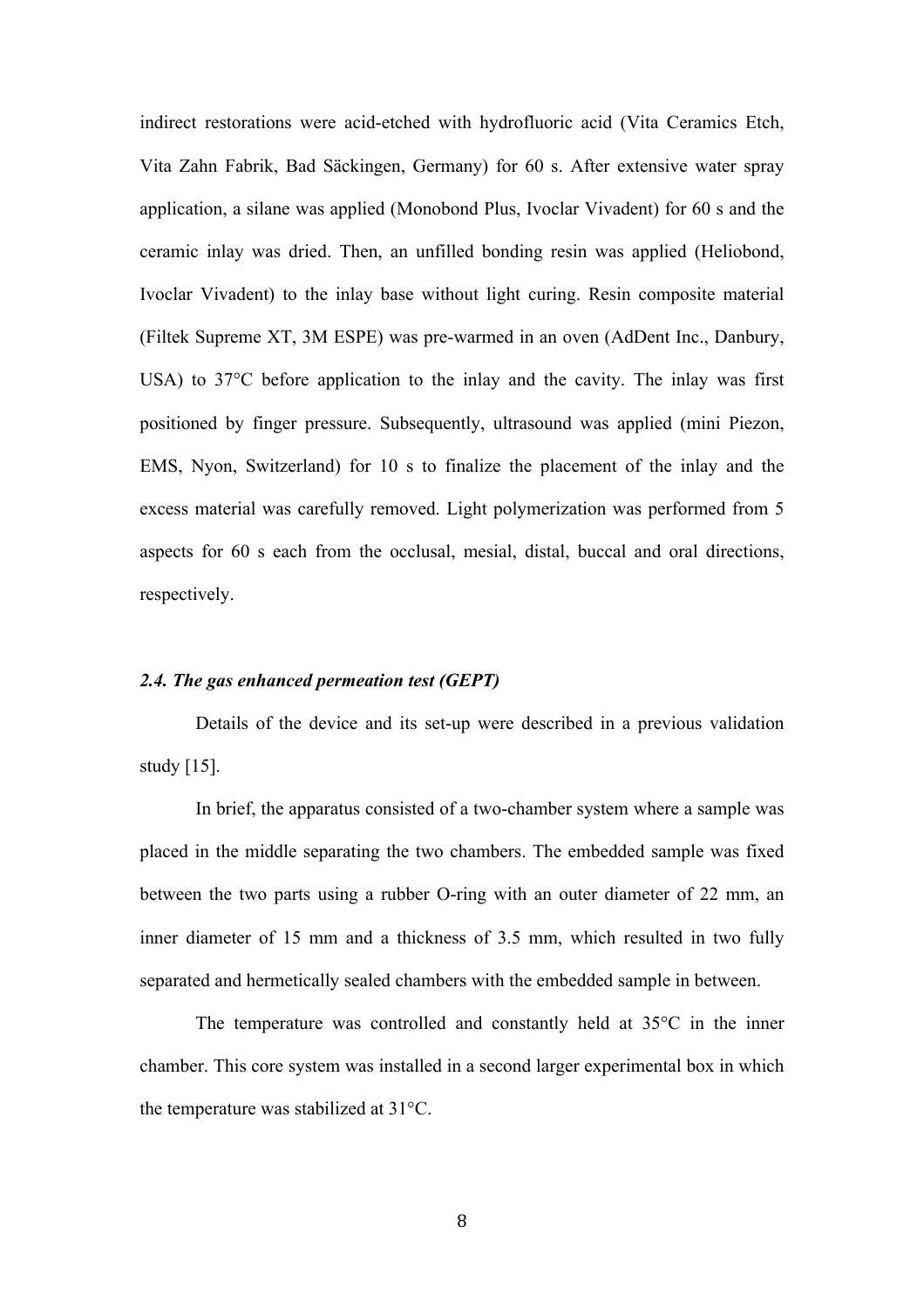indirect restorations were acid-etched with hydrofluoric acid (Vita Ceramics Etch, Vita Zahn Fabrik, Bad Säckingen, Germany) for 60 s. After extensive water spray application, a silane was applied (Monobond Plus, Ivoclar Vivadent) for 60 s and the ceramic inlay was dried. Then, an unfilled bonding resin was applied (Heliobond, Ivoclar Vivadent) to the inlay base without light curing. Resin composite material (Filtek Supreme XT, 3M ESPE) was pre-warmed in an oven (AdDent Inc., Danbury, USA) to 37°C before application to the inlay and the cavity. The inlay was first positioned by finger pressure. Subsequently, ultrasound was applied (mini Piezon, EMS, Nyon, Switzerland) for 10 s to finalize the placement of the inlay and the excess material was carefully removed. Light polymerization was performed from 5 aspects for 60 s each from the occlusal, mesial, distal, buccal and oral directions, respectively.

### *2.4. The gas enhanced permeation test (GEPT)*

Details of the device and its set-up were described in a previous validation study [15].

In brief, the apparatus consisted of a two-chamber system where a sample was placed in the middle separating the two chambers. The embedded sample was fixed between the two parts using a rubber O-ring with an outer diameter of 22 mm, an inner diameter of 15 mm and a thickness of 3.5 mm, which resulted in two fully separated and hermetically sealed chambers with the embedded sample in between.

The temperature was controlled and constantly held at 35°C in the inner chamber. This core system was installed in a second larger experimental box in which the temperature was stabilized at 31°C.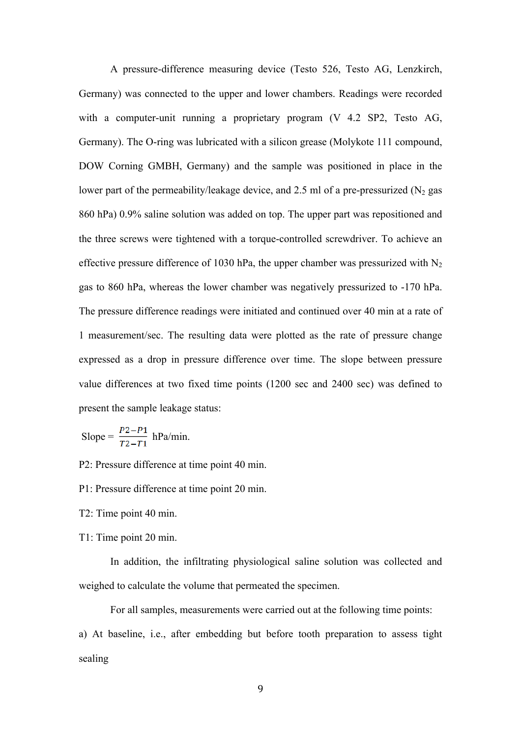A pressure-difference measuring device (Testo 526, Testo AG, Lenzkirch, Germany) was connected to the upper and lower chambers. Readings were recorded with a computer-unit running a proprietary program (V 4.2 SP2, Testo AG, Germany). The O-ring was lubricated with a silicon grease (Molykote 111 compound, DOW Corning GMBH, Germany) and the sample was positioned in place in the lower part of the permeability/leakage device, and 2.5 ml of a pre-pressurized ($N_2$ gas 860 hPa) 0.9% saline solution was added on top. The upper part was repositioned and the three screws were tightened with a torque-controlled screwdriver. To achieve an effective pressure difference of 1030 hPa, the upper chamber was pressurized with $N_2$ gas to 860 hPa, whereas the lower chamber was negatively pressurized to -170 hPa. The pressure difference readings were initiated and continued over 40 min at a rate of 1 measurement/sec. The resulting data were plotted as the rate of pressure change expressed as a drop in pressure difference over time. The slope between pressure value differences at two fixed time points (1200 sec and 2400 sec) was defined to present the sample leakage status:

Slope = $\frac{P2-P1}{T2-T1}$ hPa/min.

P2: Pressure difference at time point 40 min.

P1: Pressure difference at time point 20 min.

T2: Time point 40 min.

T1: Time point 20 min.

In addition, the infiltrating physiological saline solution was collected and weighed to calculate the volume that permeated the specimen.

For all samples, measurements were carried out at the following time points:

a) At baseline, i.e., after embedding but before tooth preparation to assess tight sealing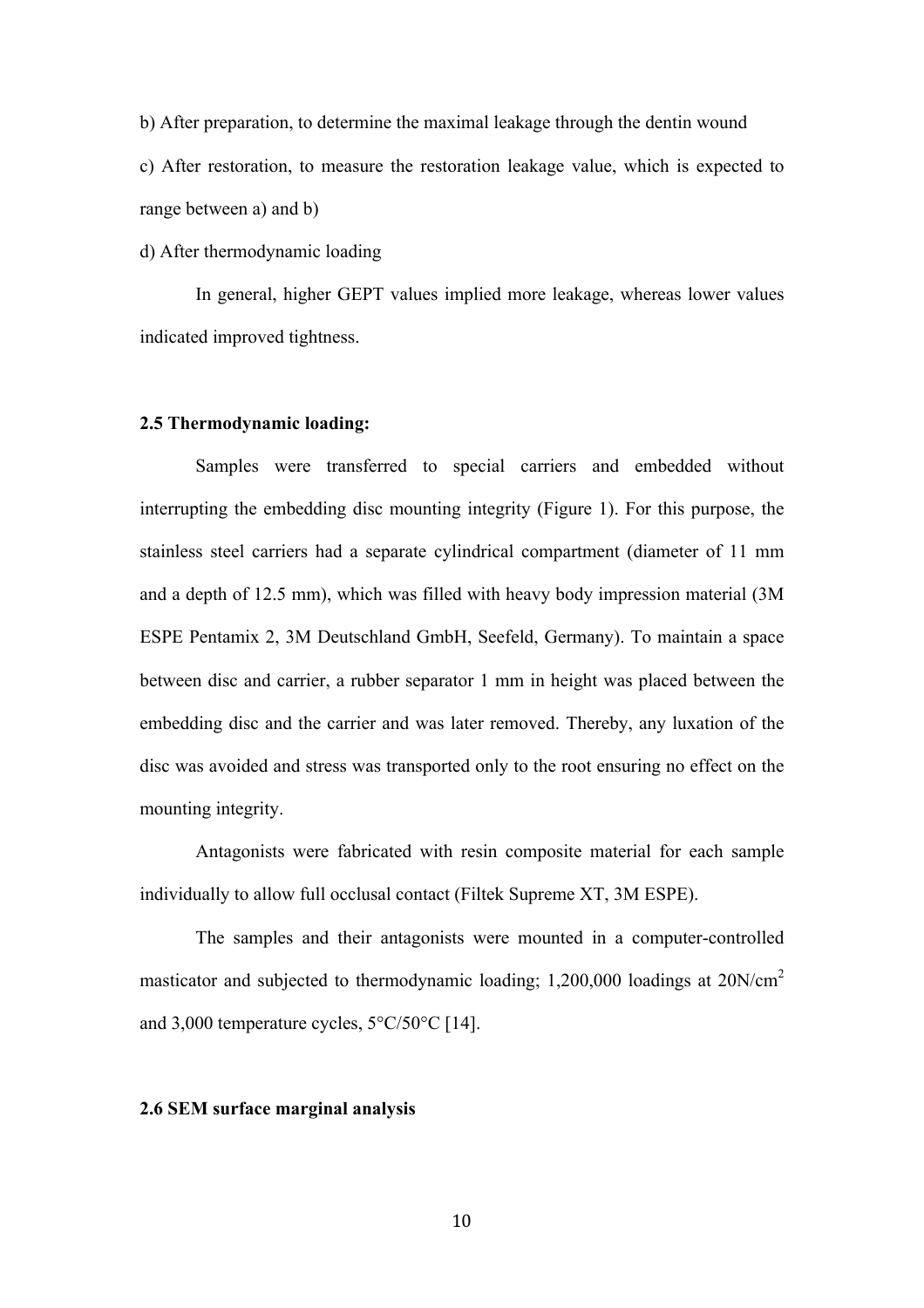b) After preparation, to determine the maximal leakage through the dentin wound

c) After restoration, to measure the restoration leakage value, which is expected to range between a) and b)

d) After thermodynamic loading

In general, higher GEPT values implied more leakage, whereas lower values indicated improved tightness.

### 2.5 Thermodynamic loading:

Samples were transferred to special carriers and embedded without interrupting the embedding disc mounting integrity (Figure 1). For this purpose, the stainless steel carriers had a separate cylindrical compartment (diameter of 11 mm and a depth of 12.5 mm), which was filled with heavy body impression material (3M ESPE Pentamix 2, 3M Deutschland GmbH, Seefeld, Germany). To maintain a space between disc and carrier, a rubber separator 1 mm in height was placed between the embedding disc and the carrier and was later removed. Thereby, any luxation of the disc was avoided and stress was transported only to the root ensuring no effect on the mounting integrity.

Antagonists were fabricated with resin composite material for each sample individually to allow full occlusal contact (Filtek Supreme XT, 3M ESPE).

The samples and their antagonists were mounted in a computer-controlled masticator and subjected to thermodynamic loading; 1,200,000 loadings at $20N/cm^2$ and 3,000 temperature cycles, 5°C/50°C [14].

### 2.6 SEM surface marginal analysis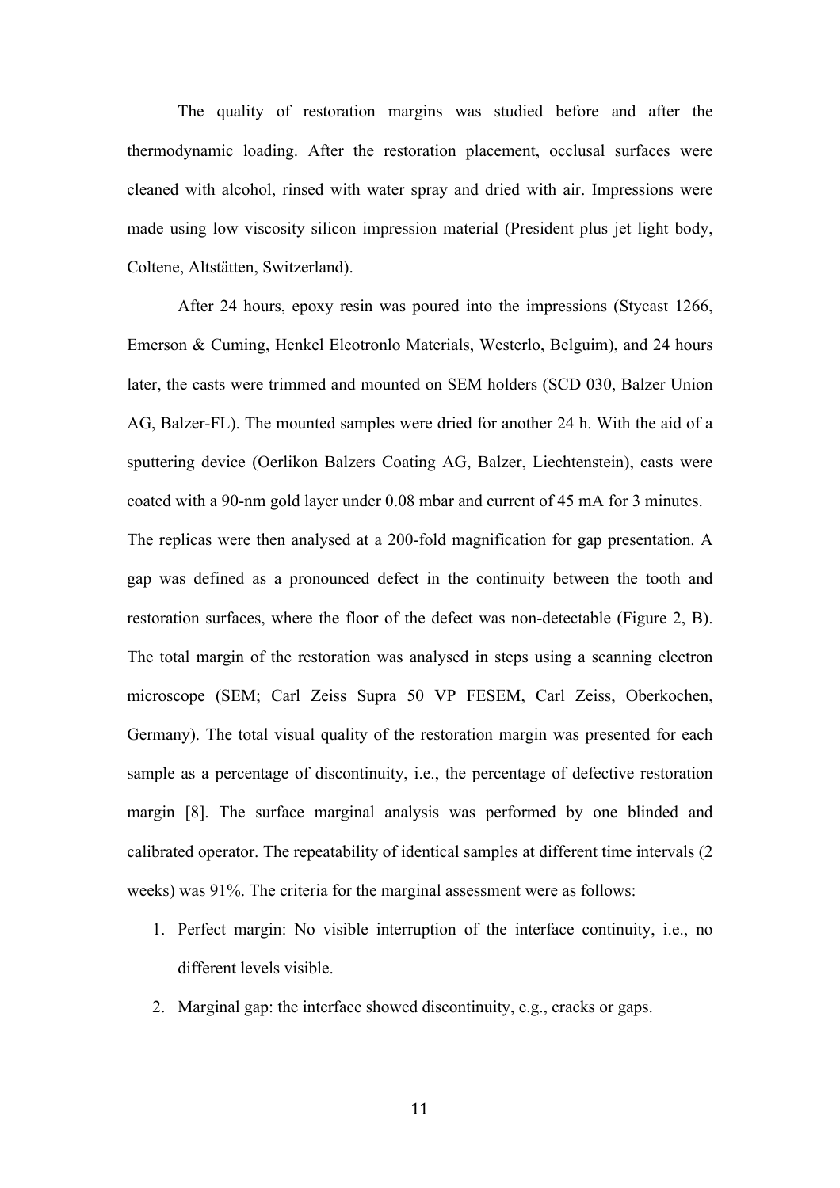The quality of restoration margins was studied before and after the thermodynamic loading. After the restoration placement, occlusal surfaces were cleaned with alcohol, rinsed with water spray and dried with air. Impressions were made using low viscosity silicon impression material (President plus jet light body, Coltene, Altstätten, Switzerland).

After 24 hours, epoxy resin was poured into the impressions (Stycast 1266, Emerson & Cuming, Henkel Eleotronlo Materials, Westerlo, Belguim), and 24 hours later, the casts were trimmed and mounted on SEM holders (SCD 030, Balzer Union AG, Balzer-FL). The mounted samples were dried for another 24 h. With the aid of a sputtering device (Oerlikon Balzers Coating AG, Balzer, Liechtenstein), casts were coated with a 90-nm gold layer under 0.08 mbar and current of 45 mA for 3 minutes. The replicas were then analysed at a 200-fold magnification for gap presentation. A gap was defined as a pronounced defect in the continuity between the tooth and restoration surfaces, where the floor of the defect was non-detectable (Figure 2, B). The total margin of the restoration was analysed in steps using a scanning electron microscope (SEM; Carl Zeiss Supra 50 VP FESEM, Carl Zeiss, Oberkochen, Germany). The total visual quality of the restoration margin was presented for each sample as a percentage of discontinuity, i.e., the percentage of defective restoration margin [8]. The surface marginal analysis was performed by one blinded and calibrated operator. The repeatability of identical samples at different time intervals (2 weeks) was 91%. The criteria for the marginal assessment were as follows:

1. Perfect margin: No visible interruption of the interface continuity, i.e., no different levels visible.
2. Marginal gap: the interface showed discontinuity, e.g., cracks or gaps.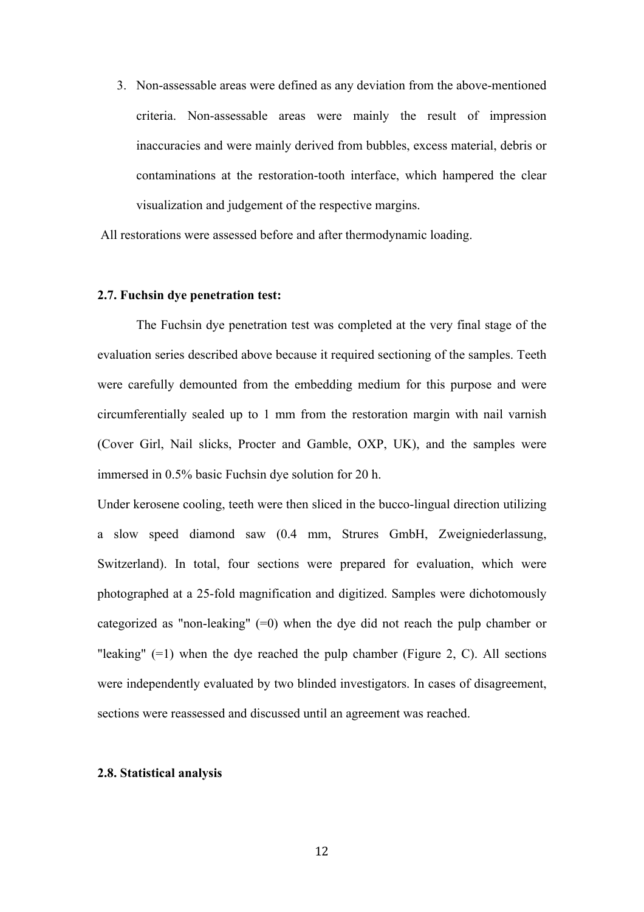3. Non-assessable areas were defined as any deviation from the above-mentioned criteria. Non-assessable areas were mainly the result of impression inaccuracies and were mainly derived from bubbles, excess material, debris or contaminations at the restoration-tooth interface, which hampered the clear visualization and judgement of the respective margins.

All restorations were assessed before and after thermodynamic loading.

### 2.7. Fuchsin dye penetration test:

The Fuchsin dye penetration test was completed at the very final stage of the evaluation series described above because it required sectioning of the samples. Teeth were carefully demounted from the embedding medium for this purpose and were circumferentially sealed up to 1 mm from the restoration margin with nail varnish (Cover Girl, Nail slicks, Procter and Gamble, OXP, UK), and the samples were immersed in 0.5% basic Fuchsin dye solution for 20 h.

Under kerosene cooling, teeth were then sliced in the bucco-lingual direction utilizing a slow speed diamond saw (0.4 mm, Strures GmbH, Zweigniederlassung, Switzerland). In total, four sections were prepared for evaluation, which were photographed at a 25-fold magnification and digitized. Samples were dichotomously categorized as "non-leaking" (=0) when the dye did not reach the pulp chamber or "leaking" (=1) when the dye reached the pulp chamber (Figure 2, C). All sections were independently evaluated by two blinded investigators. In cases of disagreement, sections were reassessed and discussed until an agreement was reached.

### 2.8. Statistical analysis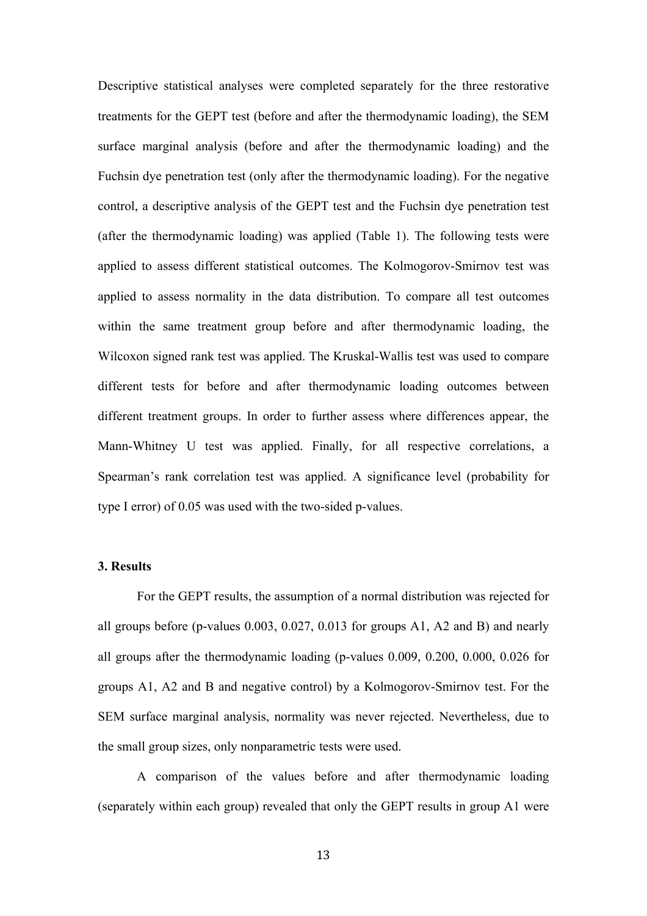Descriptive statistical analyses were completed separately for the three restorative treatments for the GEPT test (before and after the thermodynamic loading), the SEM surface marginal analysis (before and after the thermodynamic loading) and the Fuchsin dye penetration test (only after the thermodynamic loading). For the negative control, a descriptive analysis of the GEPT test and the Fuchsin dye penetration test (after the thermodynamic loading) was applied (Table 1). The following tests were applied to assess different statistical outcomes. The Kolmogorov-Smirnov test was applied to assess normality in the data distribution. To compare all test outcomes within the same treatment group before and after thermodynamic loading, the Wilcoxon signed rank test was applied. The Kruskal-Wallis test was used to compare different tests for before and after thermodynamic loading outcomes between different treatment groups. In order to further assess where differences appear, the Mann-Whitney U test was applied. Finally, for all respective correlations, a Spearman's rank correlation test was applied. A significance level (probability for type I error) of 0.05 was used with the two-sided p-values.

### 3. Results

For the GEPT results, the assumption of a normal distribution was rejected for all groups before (p-values 0.003, 0.027, 0.013 for groups A1, A2 and B) and nearly all groups after the thermodynamic loading (p-values 0.009, 0.200, 0.000, 0.026 for groups A1, A2 and B and negative control) by a Kolmogorov-Smirnov test. For the SEM surface marginal analysis, normality was never rejected. Nevertheless, due to the small group sizes, only nonparametric tests were used.

A comparison of the values before and after thermodynamic loading (separately within each group) revealed that only the GEPT results in group A1 were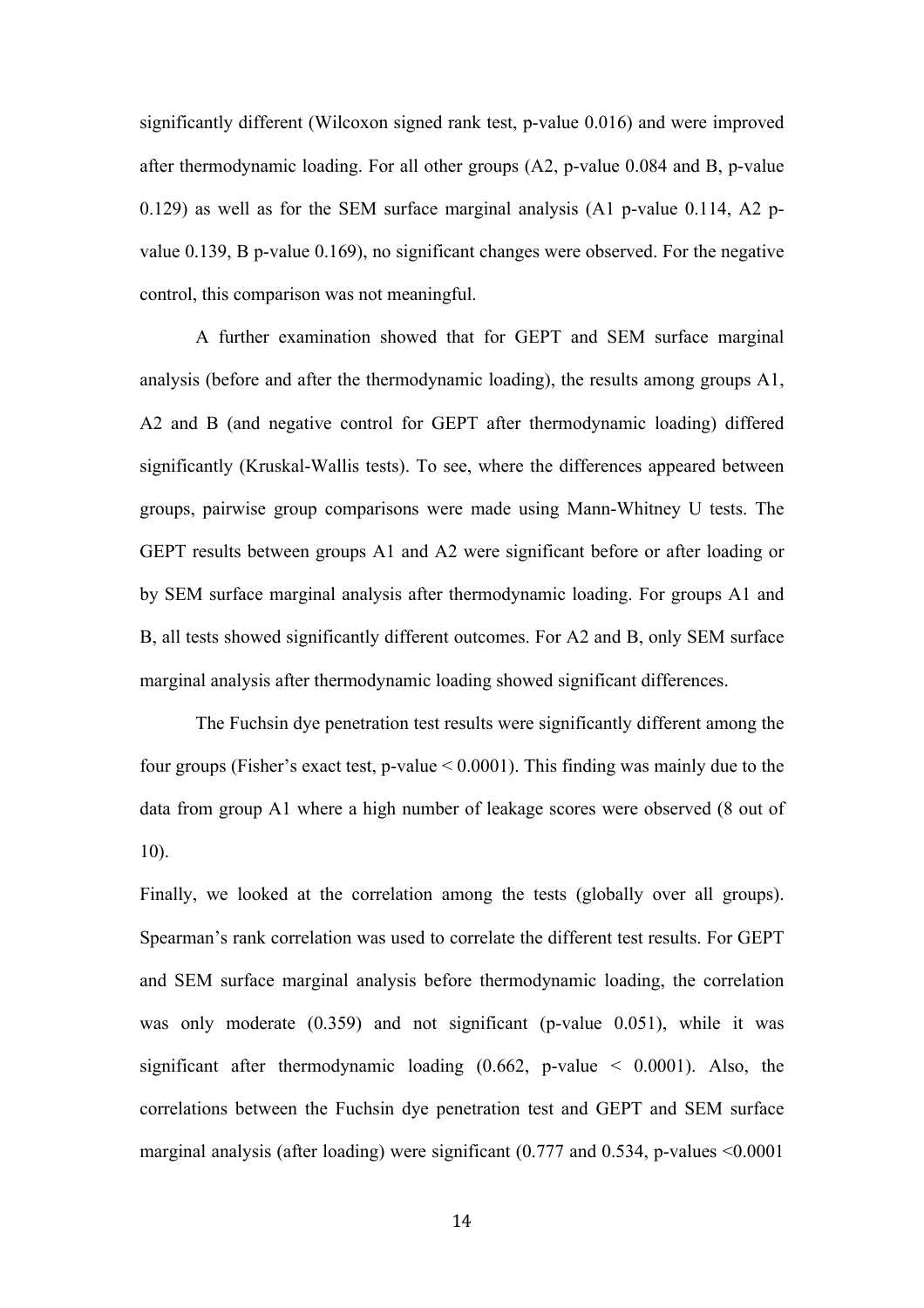significantly different (Wilcoxon signed rank test, p-value 0.016) and were improved after thermodynamic loading. For all other groups (A2, p-value 0.084 and B, p-value 0.129) as well as for the SEM surface marginal analysis (A1 p-value 0.114, A2 p-value 0.139, B p-value 0.169), no significant changes were observed. For the negative control, this comparison was not meaningful.

A further examination showed that for GEPT and SEM surface marginal analysis (before and after the thermodynamic loading), the results among groups A1, A2 and B (and negative control for GEPT after thermodynamic loading) differed significantly (Kruskal-Wallis tests). To see, where the differences appeared between groups, pairwise group comparisons were made using Mann-Whitney U tests. The GEPT results between groups A1 and A2 were significant before or after loading or by SEM surface marginal analysis after thermodynamic loading. For groups A1 and B, all tests showed significantly different outcomes. For A2 and B, only SEM surface marginal analysis after thermodynamic loading showed significant differences.

The Fuchsin dye penetration test results were significantly different among the four groups (Fisher's exact test, p-value < 0.0001). This finding was mainly due to the data from group A1 where a high number of leakage scores were observed (8 out of 10).

Finally, we looked at the correlation among the tests (globally over all groups). Spearman's rank correlation was used to correlate the different test results. For GEPT and SEM surface marginal analysis before thermodynamic loading, the correlation was only moderate (0.359) and not significant (p-value 0.051), while it was significant after thermodynamic loading (0.662, p-value < 0.0001). Also, the correlations between the Fuchsin dye penetration test and GEPT and SEM surface marginal analysis (after loading) were significant (0.777 and 0.534, p-values <0.0001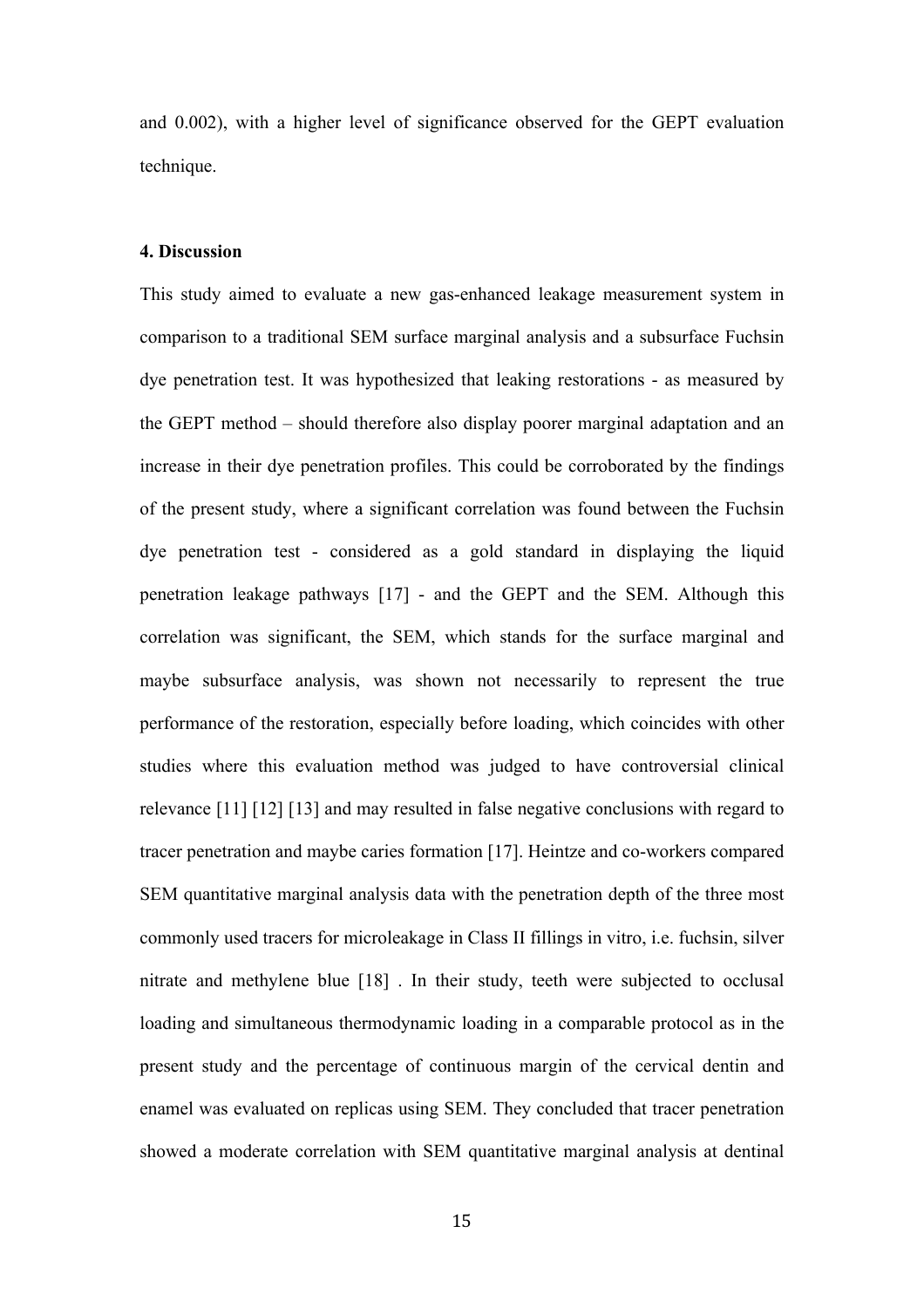and 0.002), with a higher level of significance observed for the GEPT evaluation technique.

## 4. Discussion

This study aimed to evaluate a new gas-enhanced leakage measurement system in comparison to a traditional SEM surface marginal analysis and a subsurface Fuchsin dye penetration test. It was hypothesized that leaking restorations - as measured by the GEPT method – should therefore also display poorer marginal adaptation and an increase in their dye penetration profiles. This could be corroborated by the findings of the present study, where a significant correlation was found between the Fuchsin dye penetration test - considered as a gold standard in displaying the liquid penetration leakage pathways [17] - and the GEPT and the SEM. Although this correlation was significant, the SEM, which stands for the surface marginal and maybe subsurface analysis, was shown not necessarily to represent the true performance of the restoration, especially before loading, which coincides with other studies where this evaluation method was judged to have controversial clinical relevance [11] [12] [13] and may resulted in false negative conclusions with regard to tracer penetration and maybe caries formation [17]. Heintze and co-workers compared SEM quantitative marginal analysis data with the penetration depth of the three most commonly used tracers for microleakage in Class II fillings in vitro, i.e. fuchsin, silver nitrate and methylene blue [18] . In their study, teeth were subjected to occlusal loading and simultaneous thermodynamic loading in a comparable protocol as in the present study and the percentage of continuous margin of the cervical dentin and enamel was evaluated on replicas using SEM. They concluded that tracer penetration showed a moderate correlation with SEM quantitative marginal analysis at dentinal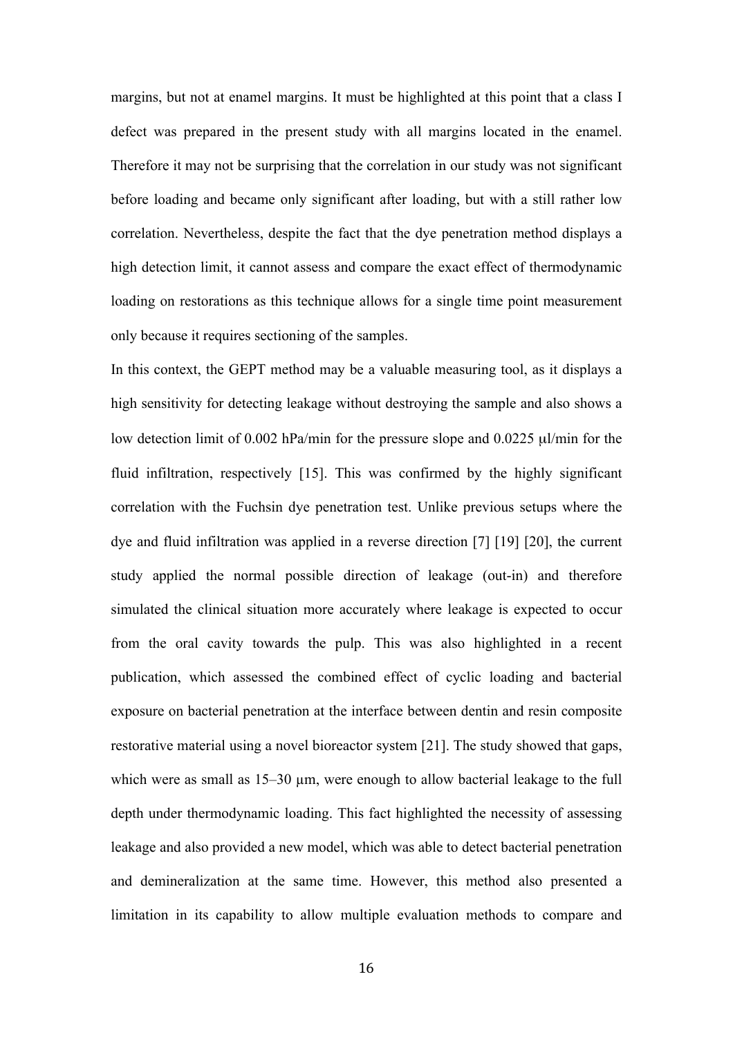margins, but not at enamel margins. It must be highlighted at this point that a class I defect was prepared in the present study with all margins located in the enamel. Therefore it may not be surprising that the correlation in our study was not significant before loading and became only significant after loading, but with a still rather low correlation. Nevertheless, despite the fact that the dye penetration method displays a high detection limit, it cannot assess and compare the exact effect of thermodynamic loading on restorations as this technique allows for a single time point measurement only because it requires sectioning of the samples.

In this context, the GEPT method may be a valuable measuring tool, as it displays a high sensitivity for detecting leakage without destroying the sample and also shows a low detection limit of 0.002 hPa/min for the pressure slope and 0.0225 μl/min for the fluid infiltration, respectively [15]. This was confirmed by the highly significant correlation with the Fuchsin dye penetration test. Unlike previous setups where the dye and fluid infiltration was applied in a reverse direction [7] [19] [20], the current study applied the normal possible direction of leakage (out-in) and therefore simulated the clinical situation more accurately where leakage is expected to occur from the oral cavity towards the pulp. This was also highlighted in a recent publication, which assessed the combined effect of cyclic loading and bacterial exposure on bacterial penetration at the interface between dentin and resin composite restorative material using a novel bioreactor system [21]. The study showed that gaps, which were as small as 15–30 μm, were enough to allow bacterial leakage to the full depth under thermodynamic loading. This fact highlighted the necessity of assessing leakage and also provided a new model, which was able to detect bacterial penetration and demineralization at the same time. However, this method also presented a limitation in its capability to allow multiple evaluation methods to compare and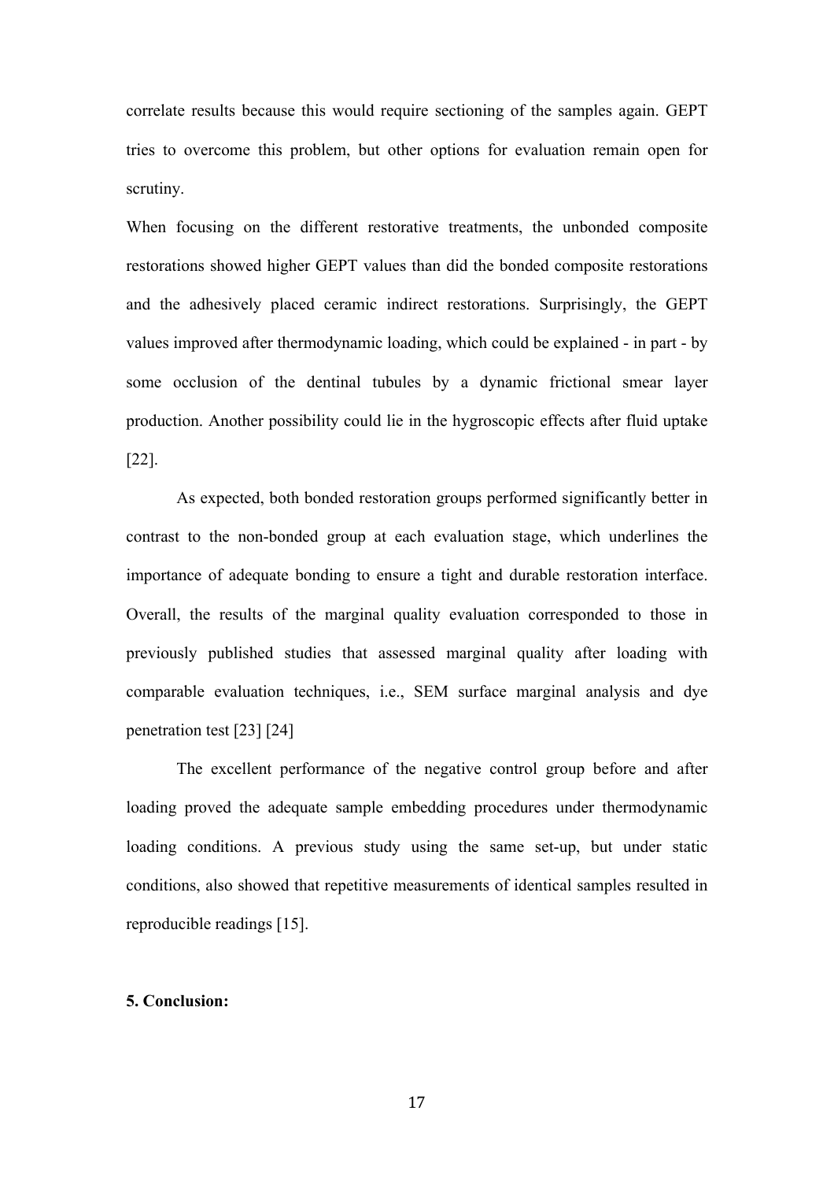correlate results because this would require sectioning of the samples again. GEPT tries to overcome this problem, but other options for evaluation remain open for scrutiny.

When focusing on the different restorative treatments, the unbonded composite restorations showed higher GEPT values than did the bonded composite restorations and the adhesively placed ceramic indirect restorations. Surprisingly, the GEPT values improved after thermodynamic loading, which could be explained - in part - by some occlusion of the dentinal tubules by a dynamic frictional smear layer production. Another possibility could lie in the hygroscopic effects after fluid uptake [22].

As expected, both bonded restoration groups performed significantly better in contrast to the non-bonded group at each evaluation stage, which underlines the importance of adequate bonding to ensure a tight and durable restoration interface. Overall, the results of the marginal quality evaluation corresponded to those in previously published studies that assessed marginal quality after loading with comparable evaluation techniques, i.e., SEM surface marginal analysis and dye penetration test [23] [24]

The excellent performance of the negative control group before and after loading proved the adequate sample embedding procedures under thermodynamic loading conditions. A previous study using the same set-up, but under static conditions, also showed that repetitive measurements of identical samples resulted in reproducible readings [15].

## 5. Conclusion: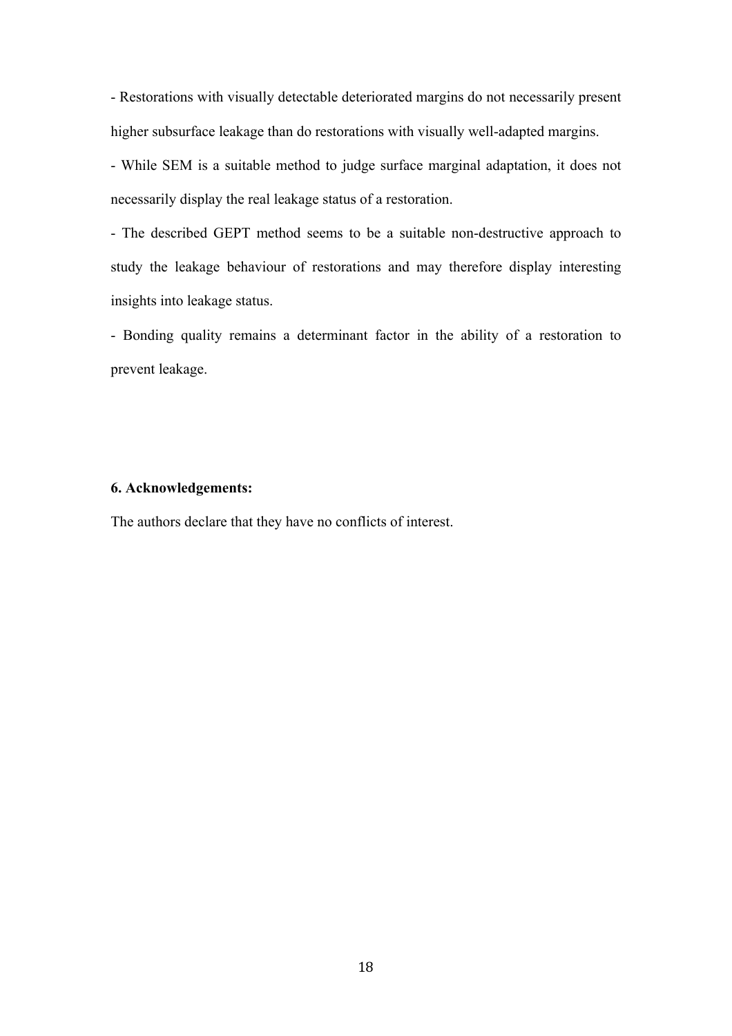- Restorations with visually detectable deteriorated margins do not necessarily present higher subsurface leakage than do restorations with visually well-adapted margins.

- While SEM is a suitable method to judge surface marginal adaptation, it does not necessarily display the real leakage status of a restoration.

- The described GEPT method seems to be a suitable non-destructive approach to study the leakage behaviour of restorations and may therefore display interesting insights into leakage status.

- Bonding quality remains a determinant factor in the ability of a restoration to prevent leakage.

**6. Acknowledgements:**

The authors declare that they have no conflicts of interest.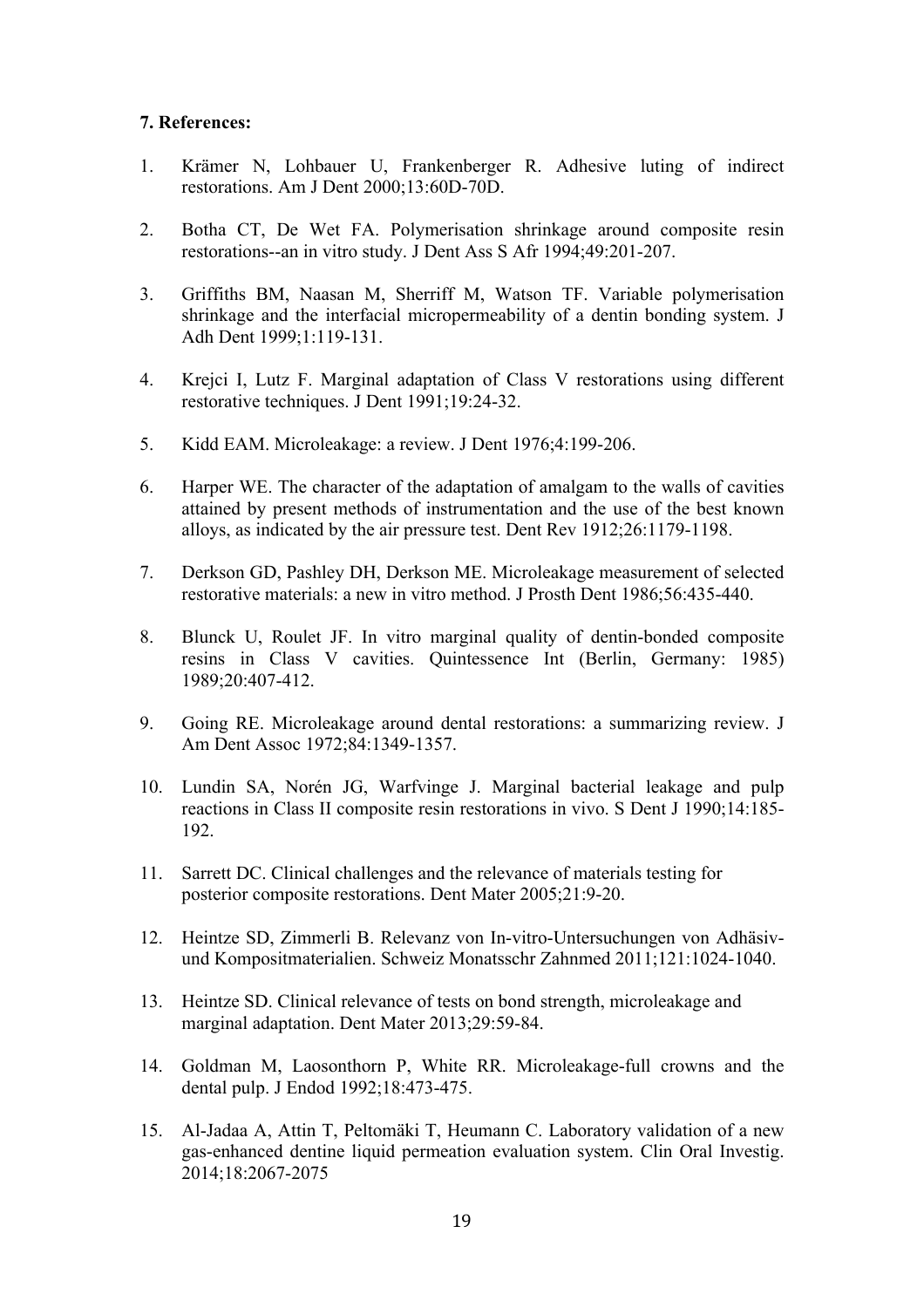**7. References:**

1. Krämer N, Lohbauer U, Frankenberger R. Adhesive luting of indirect restorations. Am J Dent 2000;13:60D-70D.

2. Botha CT, De Wet FA. Polymerisation shrinkage around composite resin restorations--an in vitro study. J Dent Ass S Afr 1994;49:201-207.

3. Griffiths BM, Naasan M, Sherriff M, Watson TF. Variable polymerisation shrinkage and the interfacial micropermeability of a dentin bonding system. J Adh Dent 1999;1:119-131.

4. Krejci I, Lutz F. Marginal adaptation of Class V restorations using different restorative techniques. J Dent 1991;19:24-32.

5. Kidd EAM. Microleakage: a review. J Dent 1976;4:199-206.

6. Harper WE. The character of the adaptation of amalgam to the walls of cavities attained by present methods of instrumentation and the use of the best known alloys, as indicated by the air pressure test. Dent Rev 1912;26:1179-1198.

7. Derkson GD, Pashley DH, Derkson ME. Microleakage measurement of selected restorative materials: a new in vitro method. J Prosth Dent 1986;56:435-440.

8. Blunck U, Roulet JF. In vitro marginal quality of dentin-bonded composite resins in Class V cavities. Quintessence Int (Berlin, Germany: 1985) 1989;20:407-412.

9. Going RE. Microleakage around dental restorations: a summarizing review. J Am Dent Assoc 1972;84:1349-1357.

10. Lundin SA, Norén JG, Warfvinge J. Marginal bacterial leakage and pulp reactions in Class II composite resin restorations in vivo. S Dent J 1990;14:185-192.

11. Sarrett DC. Clinical challenges and the relevance of materials testing for posterior composite restorations. Dent Mater 2005;21:9-20.

12. Heintze SD, Zimmerli B. Relevanz von In-vitro-Untersuchungen von Adhäsiv- und Kompositmaterialien. Schweiz Monatsschr Zahnmed 2011;121:1024-1040.

13. Heintze SD. Clinical relevance of tests on bond strength, microleakage and marginal adaptation. Dent Mater 2013;29:59-84.

14. Goldman M, Laosonthorn P, White RR. Microleakage-full crowns and the dental pulp. J Endod 1992;18:473-475.

15. Al-Jadaa A, Attin T, Peltomäki T, Heumann C. Laboratory validation of a new gas-enhanced dentine liquid permeation evaluation system. Clin Oral Investig. 2014;18:2067-2075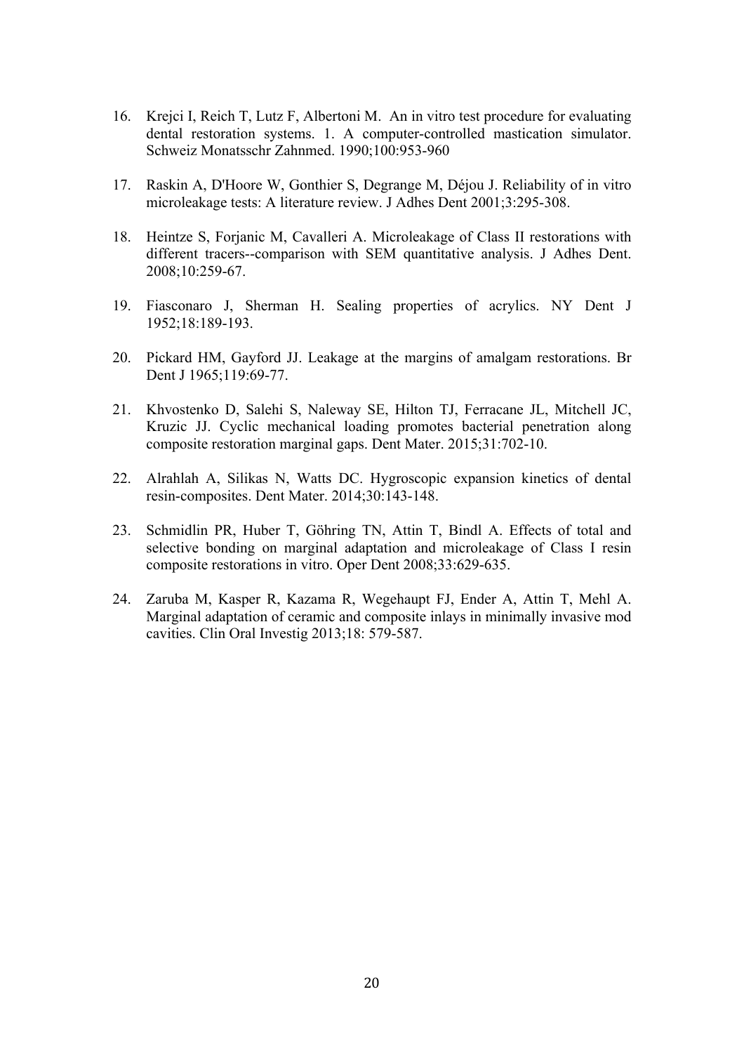16. Krejci I, Reich T, Lutz F, Albertoni M. An in vitro test procedure for evaluating dental restoration systems. 1. A computer-controlled mastication simulator. Schweiz Monatsschr Zahnmed. 1990;100:953-960

17. Raskin A, D'Hoore W, Gonthier S, Degrange M, Déjou J. Reliability of in vitro microleakage tests: A literature review. J Adhes Dent 2001;3:295-308.

18. Heintze S, Forjanic M, Cavalleri A. Microleakage of Class II restorations with different tracers--comparison with SEM quantitative analysis. J Adhes Dent. 2008;10:259-67.

19. Fiasconaro J, Sherman H. Sealing properties of acrylics. NY Dent J 1952;18:189-193.

20. Pickard HM, Gayford JJ. Leakage at the margins of amalgam restorations. Br Dent J 1965;119:69-77.

21. Khvostenko D, Salehi S, Naleway SE, Hilton TJ, Ferracane JL, Mitchell JC, Kruzic JJ. Cyclic mechanical loading promotes bacterial penetration along composite restoration marginal gaps. Dent Mater. 2015;31:702-10.

22. Alrahlah A, Silikas N, Watts DC. Hygroscopic expansion kinetics of dental resin-composites. Dent Mater. 2014;30:143-148.

23. Schmidlin PR, Huber T, Göhring TN, Attin T, Bindl A. Effects of total and selective bonding on marginal adaptation and microleakage of Class I resin composite restorations in vitro. Oper Dent 2008;33:629-635.

24. Zaruba M, Kasper R, Kazama R, Wegehaupt FJ, Ender A, Attin T, Mehl A. Marginal adaptation of ceramic and composite inlays in minimally invasive mod cavities. Clin Oral Investig 2013;18: 579-587.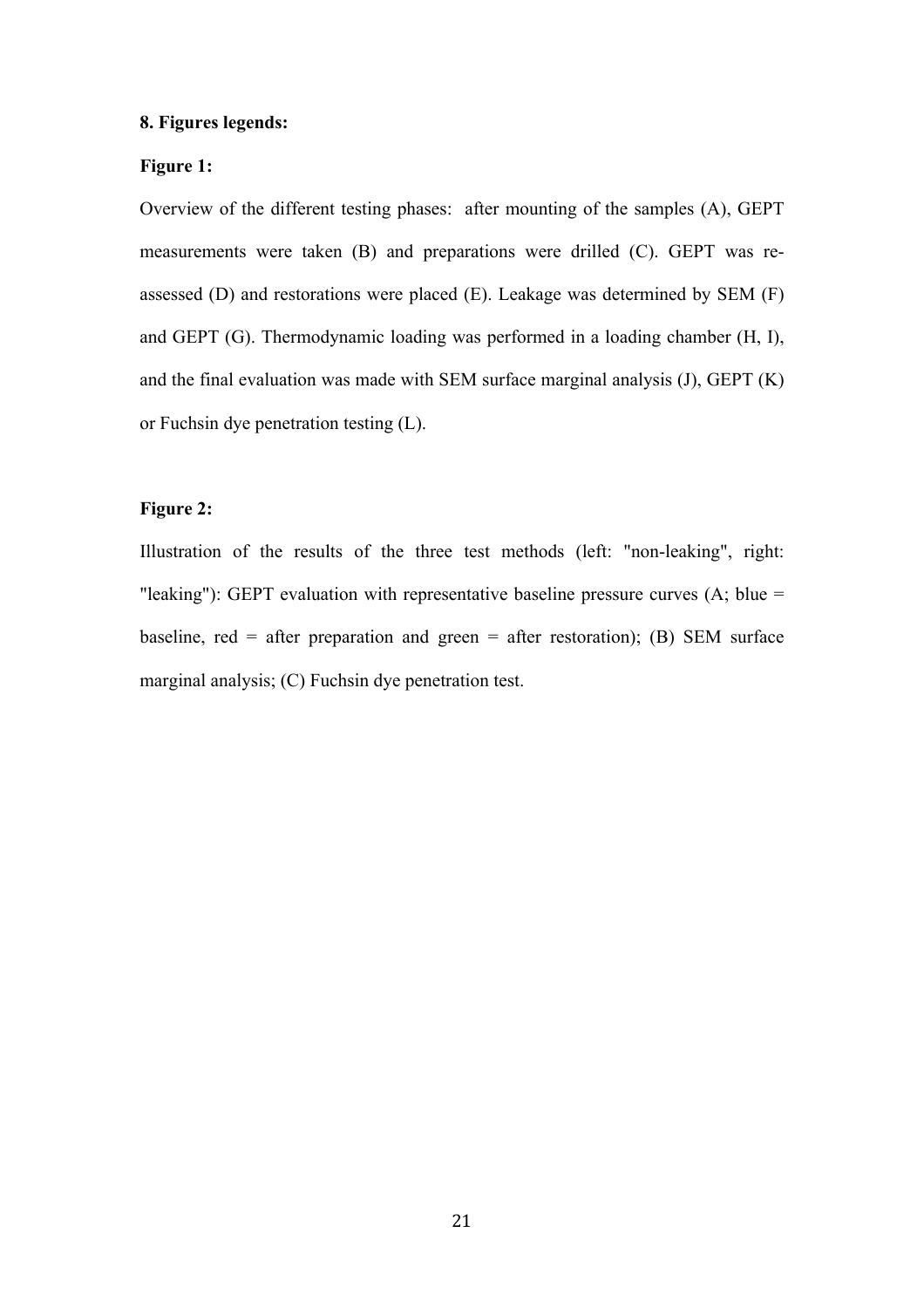**8. Figures legends:**

**Figure 1:**

Overview of the different testing phases: after mounting of the samples (A), GEPT measurements were taken (B) and preparations were drilled (C). GEPT was re-assessed (D) and restorations were placed (E). Leakage was determined by SEM (F) and GEPT (G). Thermodynamic loading was performed in a loading chamber (H, I), and the final evaluation was made with SEM surface marginal analysis (J), GEPT (K) or Fuchsin dye penetration testing (L).

**Figure 2:**

Illustration of the results of the three test methods (left: "non-leaking", right: "leaking"): GEPT evaluation with representative baseline pressure curves (A; blue = baseline, red = after preparation and green = after restoration); (B) SEM surface marginal analysis; (C) Fuchsin dye penetration test.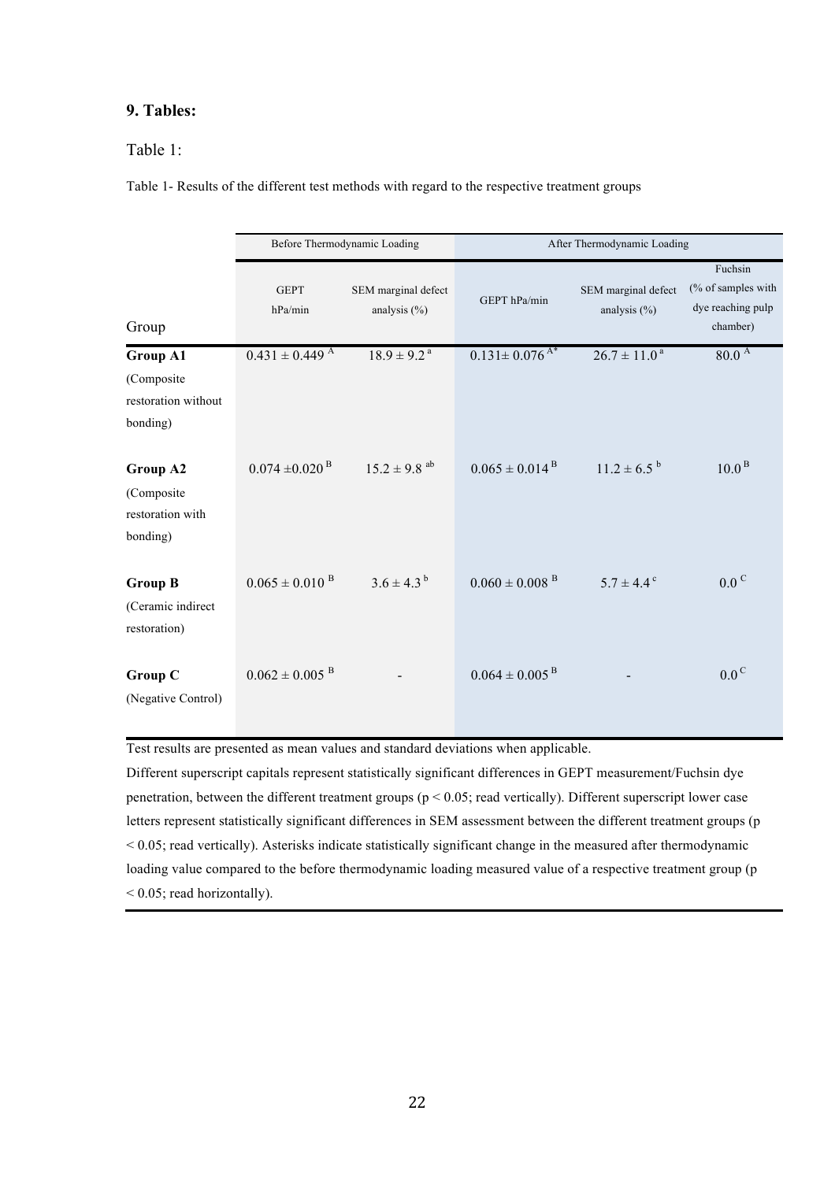## 9. Tables:

Table 1:

Table 1- Results of the different test methods with regard to the respective treatment groups

| Group | Before Thermodynamic Loading | | After Thermodynamic Loading | | |
|---|---|---|---|---|---|
| | GEPT hPa/min | SEM marginal defect analysis (%) | GEPT hPa/min | SEM marginal defect analysis (%) | Fuchsin (% of samples with dye reaching pulp chamber) |
| **Group A1** (Composite restoration without bonding) | $0.431 \pm 0.449^{A}$ | $18.9 \pm 9.2^{a}$ | $0.131 \pm 0.076^{A*}$ | $26.7 \pm 11.0^{a}$ | $80.0^{A}$ |
| **Group A2** (Composite restoration with bonding) | $0.074 \pm 0.020^{B}$ | $15.2 \pm 9.8^{ab}$ | $0.065 \pm 0.014^{B}$ | $11.2 \pm 6.5^{b}$ | $10.0^{B}$ |
| **Group B** (Ceramic indirect restoration) | $0.065 \pm 0.010^{B}$ | $3.6 \pm 4.3^{b}$ | $0.060 \pm 0.008^{B}$ | $5.7 \pm 4.4^{c}$ | $0.0^{C}$ |
| **Group C** (Negative Control) | $0.062 \pm 0.005^{B}$ | - | $0.064 \pm 0.005^{B}$ | - | $0.0^{C}$ |

Test results are presented as mean values and standard deviations when applicable.
Different superscript capitals represent statistically significant differences in GEPT measurement/Fuchsin dye penetration, between the different treatment groups ($p < 0.05$; read vertically). Different superscript lower case letters represent statistically significant differences in SEM assessment between the different treatment groups ($p < 0.05$; read vertically). Asterisks indicate statistically significant change in the measured after thermodynamic loading value compared to the before thermodynamic loading measured value of a respective treatment group ($p < 0.05$; read horizontally).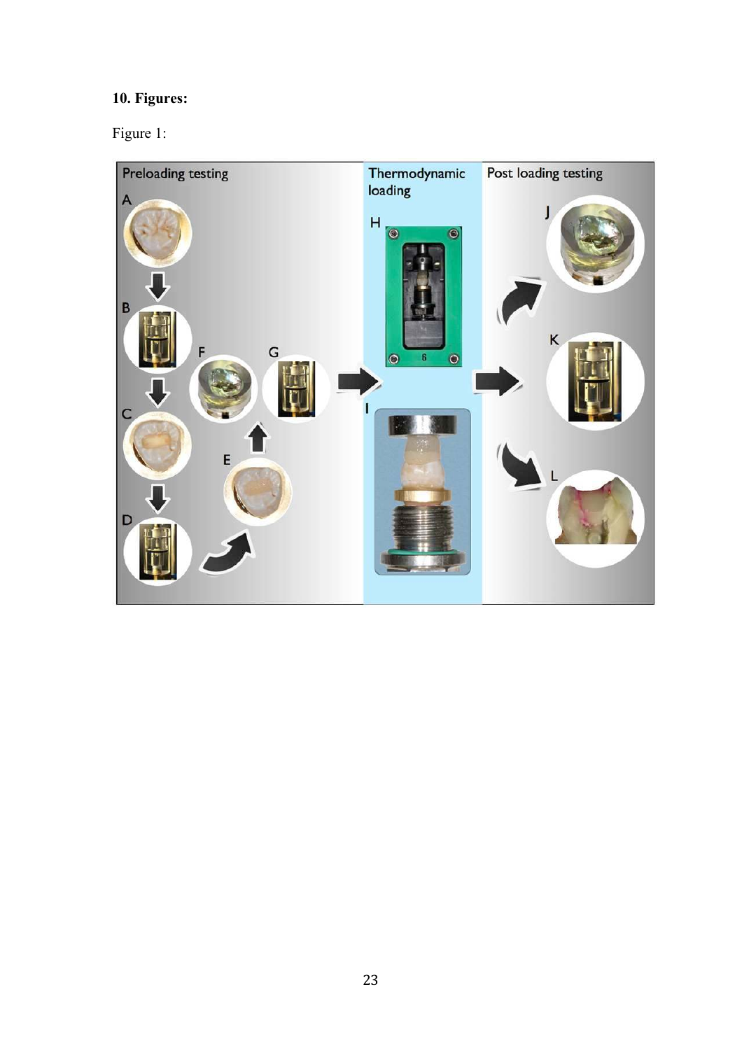## 10. Figures:

Figure 1: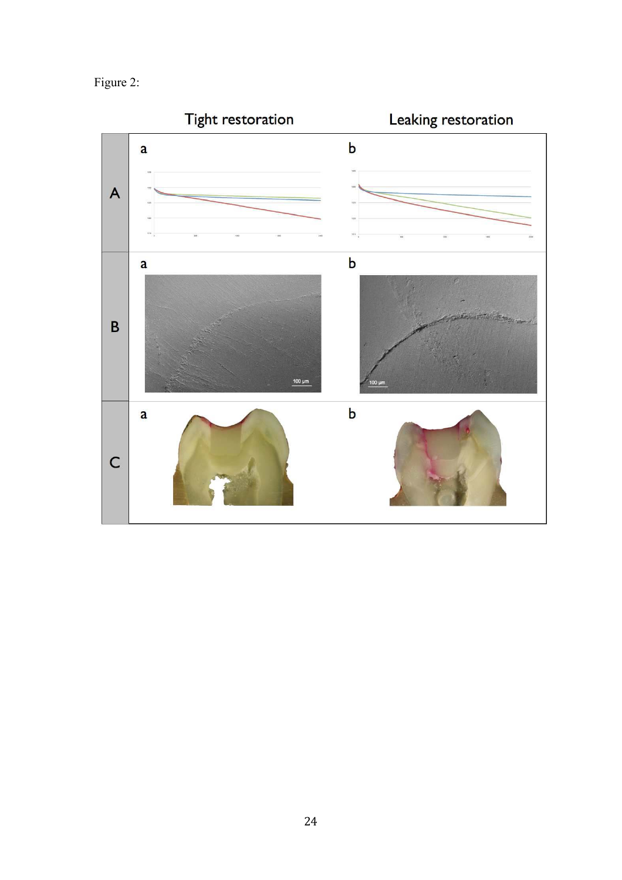Figure 2:

Tight restoration

Leaking restoration

A

a

b

B

a

b

100 µm

100 µm

C

a

b